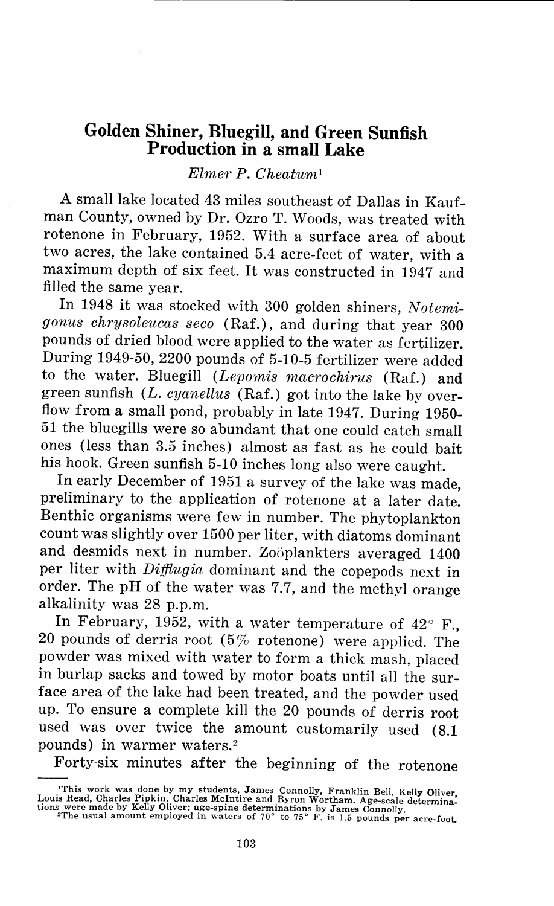# Golden Shiner, Bluegill, and Green Sunfish Production in a small Lake

*Elmer P. Cheatum*[1]

A small lake located 43 miles southeast of Dallas in Kaufman County, owned by Dr. Ozro T. Woods, was treated with rotenone in February, 1952. With a surface area of about two acres, the lake contained 5.4 acre-feet of water, with a maximum depth of six feet. It was constructed in 1947 and filled the same year.

In 1948 it was stocked with 300 golden shiners, *Notemigonus chrysoleucas seco* (Raf.), and during that year 300 pounds of dried blood were applied to the water as fertilizer. During 1949-50, 2200 pounds of 5-10-5 fertilizer were added to the water. Bluegill (*Lepomis macrochirus* (Raf.) and green sunfish (*L. cyanellus* (Raf.) got into the lake by overflow from a small pond, probably in late 1947. During 1950-51 the bluegills were so abundant that one could catch small ones (less than 3.5 inches) almost as fast as he could bait his hook. Green sunfish 5-10 inches long also were caught.

In early December of 1951 a survey of the lake was made, preliminary to the application of rotenone at a later date. Benthic organisms were few in number. The phytoplankton count was slightly over 1500 per liter, with diatoms dominant and desmids next in number. Zoöplankters averaged 1400 per liter with *Difflugia* dominant and the copepods next in order. The pH of the water was 7.7, and the methyl orange alkalinity was 28 p.p.m.

In February, 1952, with a water temperature of 42° F., 20 pounds of derris root (5% rotenone) were applied. The powder was mixed with water to form a thick mash, placed in burlap sacks and towed by motor boats until all the surface area of the lake had been treated, and the powder used up. To ensure a complete kill the 20 pounds of derris root used was over twice the amount customarily used (8.1 pounds) in warmer waters.[2]

Forty-six minutes after the beginning of the rotenone

[1]This work was done by my students, James Connolly, Franklin Bell, Kelly Oliver, Louis Read, Charles Pipkin, Charles McIntire and Byron Wortham. Age-scale determinations were made by Kelly Oliver; age-spine determinations by James Connolly.

[2]The usual amount employed in waters of 70° to 75° F. is 1.5 pounds per acre-foot.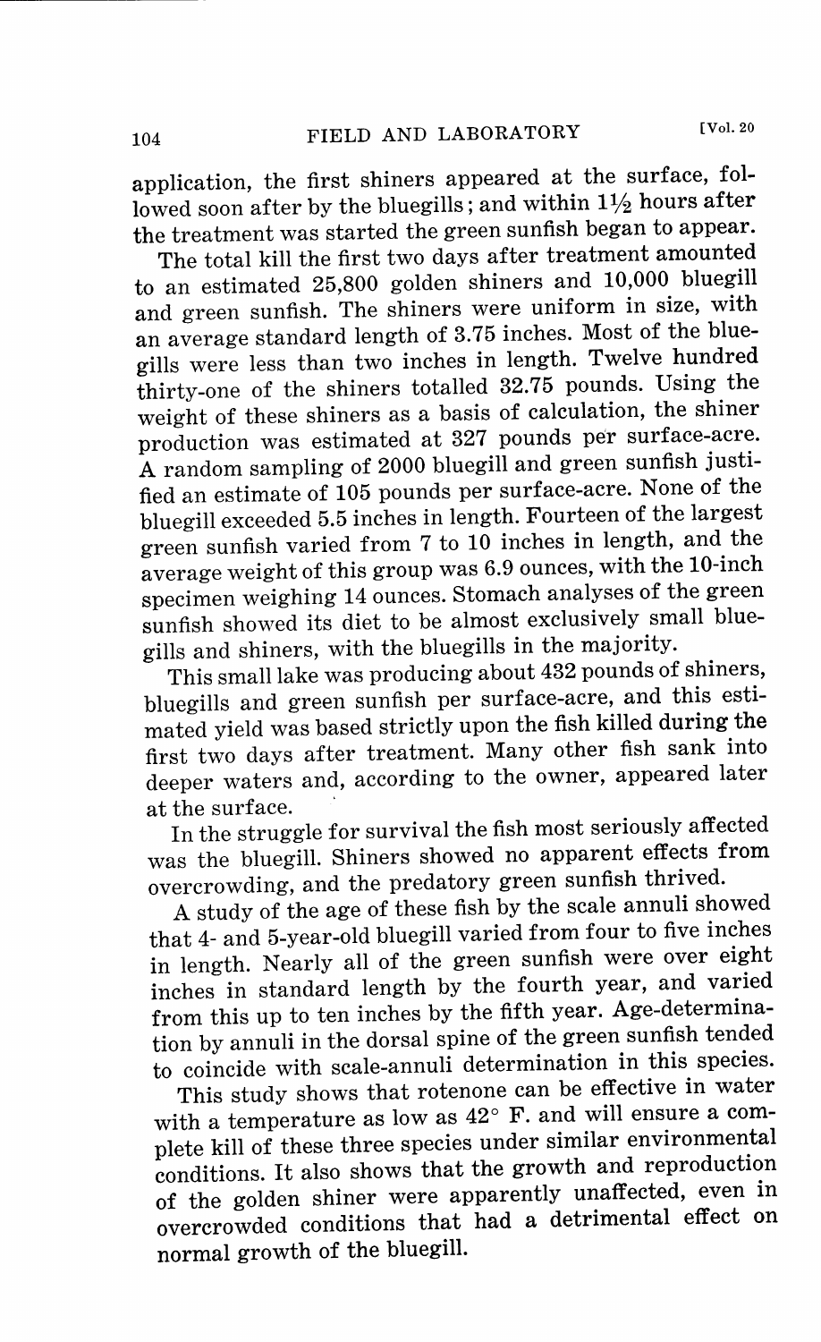application, the first shiners appeared at the surface, followed soon after by the bluegills; and within 1½ hours after the treatment was started the green sunfish began to appear.

The total kill the first two days after treatment amounted to an estimated 25,800 golden shiners and 10,000 bluegill and green sunfish. The shiners were uniform in size, with an average standard length of 3.75 inches. Most of the bluegills were less than two inches in length. Twelve hundred thirty-one of the shiners totalled 32.75 pounds. Using the weight of these shiners as a basis of calculation, the shiner production was estimated at 327 pounds per surface-acre. A random sampling of 2000 bluegill and green sunfish justified an estimate of 105 pounds per surface-acre. None of the bluegill exceeded 5.5 inches in length. Fourteen of the largest green sunfish varied from 7 to 10 inches in length, and the average weight of this group was 6.9 ounces, with the 10-inch specimen weighing 14 ounces. Stomach analyses of the green sunfish showed its diet to be almost exclusively small bluegills and shiners, with the bluegills in the majority.

This small lake was producing about 432 pounds of shiners, bluegills and green sunfish per surface-acre, and this estimated yield was based strictly upon the fish killed during the first two days after treatment. Many other fish sank into deeper waters and, according to the owner, appeared later at the surface.

In the struggle for survival the fish most seriously affected was the bluegill. Shiners showed no apparent effects from overcrowding, and the predatory green sunfish thrived.

A study of the age of these fish by the scale annuli showed that 4- and 5-year-old bluegill varied from four to five inches in length. Nearly all of the green sunfish were over eight inches in standard length by the fourth year, and varied from this up to ten inches by the fifth year. Age-determination by annuli in the dorsal spine of the green sunfish tended to coincide with scale-annuli determination in this species.

This study shows that rotenone can be effective in water with a temperature as low as 42° F. and will ensure a complete kill of these three species under similar environmental conditions. It also shows that the growth and reproduction of the golden shiner were apparently unaffected, even in overcrowded conditions that had a detrimental effect on normal growth of the bluegill.